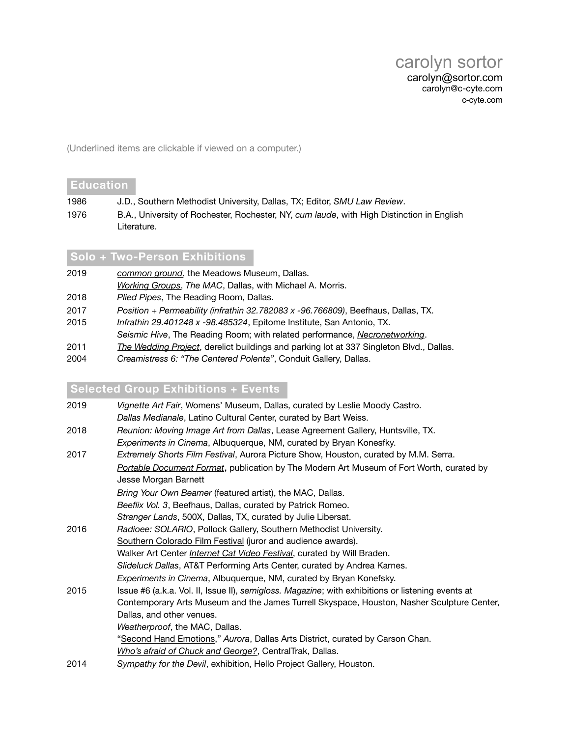# carolyn sortor

carolyn@sortor.com
carolyn@c-cyte.com
c-cyte.com

(Underlined items are clickable if viewed on a computer.)

## Education

1986 J.D., Southern Methodist University, Dallas, TX; Editor, *SMU Law Review*.

1976 B.A., University of Rochester, Rochester, NY, *cum laude*, with High Distinction in English Literature.

## Solo + Two-Person Exhibitions

2019 *common ground*, the Meadows Museum, Dallas.
*Working Groups*, *The MAC*, Dallas, with Michael A. Morris.

2018 *Plied Pipes*, The Reading Room, Dallas.

2017 *Position + Permeability (infrathin 32.782083 x -96.766809)*, Beefhaus, Dallas, TX.

2015 *Infrathin 29.401248 x -98.485324*, Epitome Institute, San Antonio, TX.
*Seismic Hive*, The Reading Room; with related performance, *Necronetworking*.

2011 *The Wedding Project*, derelict buildings and parking lot at 337 Singleton Blvd., Dallas.

2004 *Creamistress 6: "The Centered Polenta"*, Conduit Gallery, Dallas.

## Selected Group Exhibitions + Events

2019 *Vignette Art Fair*, Womens' Museum, Dallas, curated by Leslie Moody Castro.
*Dallas Medianale*, Latino Cultural Center, curated by Bart Weiss.

2018 *Reunion: Moving Image Art from Dallas*, Lease Agreement Gallery, Huntsville, TX.
*Experiments in Cinema*, Albuquerque, NM, curated by Bryan Konesfky.

2017 *Extremely Shorts Film Festival*, Aurora Picture Show, Houston, curated by M.M. Serra.
*Portable Document Format*, publication by The Modern Art Museum of Fort Worth, curated by Jesse Morgan Barnett
*Bring Your Own Beamer* (featured artist), the MAC, Dallas.
*Beeflix Vol. 3*, Beefhaus, Dallas, curated by Patrick Romeo.
*Stranger Lands*, 500X, Dallas, TX, curated by Julie Libersat.

2016 *Radioee: SOLARIO*, Pollock Gallery, Southern Methodist University.
Southern Colorado Film Festival (juror and audience awards).
Walker Art Center *Internet Cat Video Festival*, curated by Will Braden.
*Slideluck Dallas*, AT&T Performing Arts Center, curated by Andrea Karnes.
*Experiments in Cinema*, Albuquerque, NM, curated by Bryan Konefsky.

2015 Issue #6 (a.k.a. Vol. II, Issue II), *semigloss. Magazine*; with exhibitions or listening events at Contemporary Arts Museum and the James Turrell Skyspace, Houston, Nasher Sculpture Center, Dallas, and other venues.
*Weatherproof*, the MAC, Dallas.
"Second Hand Emotions," *Aurora*, Dallas Arts District, curated by Carson Chan.
*Who's afraid of Chuck and George?*, CentralTrak, Dallas.

2014 *Sympathy for the Devil*, exhibition, Hello Project Gallery, Houston.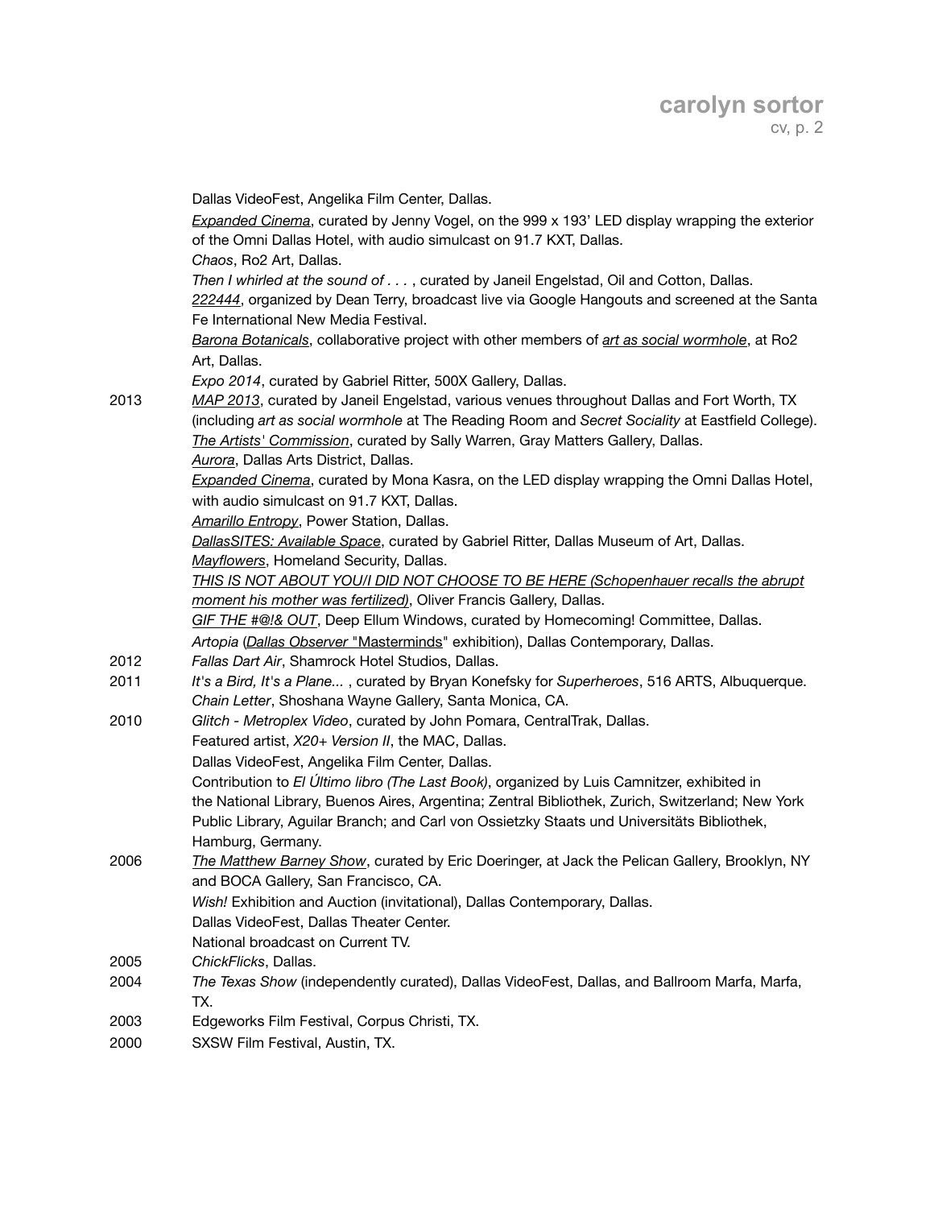Dallas VideoFest, Angelika Film Center, Dallas.
*Expanded Cinema*, curated by Jenny Vogel, on the 999 x 193' LED display wrapping the exterior of the Omni Dallas Hotel, with audio simulcast on 91.7 KXT, Dallas.
*Chaos*, Ro2 Art, Dallas.
*Then I whirled at the sound of . . .* , curated by Janeil Engelstad, Oil and Cotton, Dallas.
*222444*, organized by Dean Terry, broadcast live via Google Hangouts and screened at the Santa Fe International New Media Festival.
*Barona Botanicals*, collaborative project with other members of *art as social wormhole*, at Ro2 Art, Dallas.
*Expo 2014*, curated by Gabriel Ritter, 500X Gallery, Dallas.

2013 *MAP 2013*, curated by Janeil Engelstad, various venues throughout Dallas and Fort Worth, TX (including *art as social wormhole* at The Reading Room and *Secret Sociality* at Eastfield College).
*The Artists' Commission*, curated by Sally Warren, Gray Matters Gallery, Dallas.
*Aurora*, Dallas Arts District, Dallas.
*Expanded Cinema*, curated by Mona Kasra, on the LED display wrapping the Omni Dallas Hotel, with audio simulcast on 91.7 KXT, Dallas.
*Amarillo Entropy*, Power Station, Dallas.
*DallasSITES: Available Space*, curated by Gabriel Ritter, Dallas Museum of Art, Dallas.
*Mayflowers*, Homeland Security, Dallas.
*THIS IS NOT ABOUT YOU/I DID NOT CHOOSE TO BE HERE (Schopenhauer recalls the abrupt moment his mother was fertilized)*, Oliver Francis Gallery, Dallas.
*GIF THE #@!& OUT*, Deep Ellum Windows, curated by Homecoming! Committee, Dallas.
*Artopia* (*Dallas Observer* "Masterminds" exhibition), Dallas Contemporary, Dallas.

2012 *Fallas Dart Air*, Shamrock Hotel Studios, Dallas.

2011 *It's a Bird, It's a Plane...* , curated by Bryan Konefsky for *Superheroes*, 516 ARTS, Albuquerque.
*Chain Letter*, Shoshana Wayne Gallery, Santa Monica, CA.

2010 *Glitch - Metroplex Video*, curated by John Pomara, CentralTrak, Dallas.
Featured artist, *X20+ Version II*, the MAC, Dallas.
Dallas VideoFest, Angelika Film Center, Dallas.
Contribution to *El Último libro (The Last Book)*, organized by Luis Camnitzer, exhibited in the National Library, Buenos Aires, Argentina; Zentral Bibliothek, Zurich, Switzerland; New York Public Library, Aguilar Branch; and Carl von Ossietzky Staats und Universitäts Bibliothek, Hamburg, Germany.

2006 *The Matthew Barney Show*, curated by Eric Doeringer, at Jack the Pelican Gallery, Brooklyn, NY and BOCA Gallery, San Francisco, CA.
*Wish!* Exhibition and Auction (invitational), Dallas Contemporary, Dallas.
Dallas VideoFest, Dallas Theater Center.
National broadcast on Current TV.

2005 *ChickFlicks*, Dallas.

2004 *The Texas Show* (independently curated), Dallas VideoFest, Dallas, and Ballroom Marfa, Marfa, TX.

2003 Edgeworks Film Festival, Corpus Christi, TX.

2000 SXSW Film Festival, Austin, TX.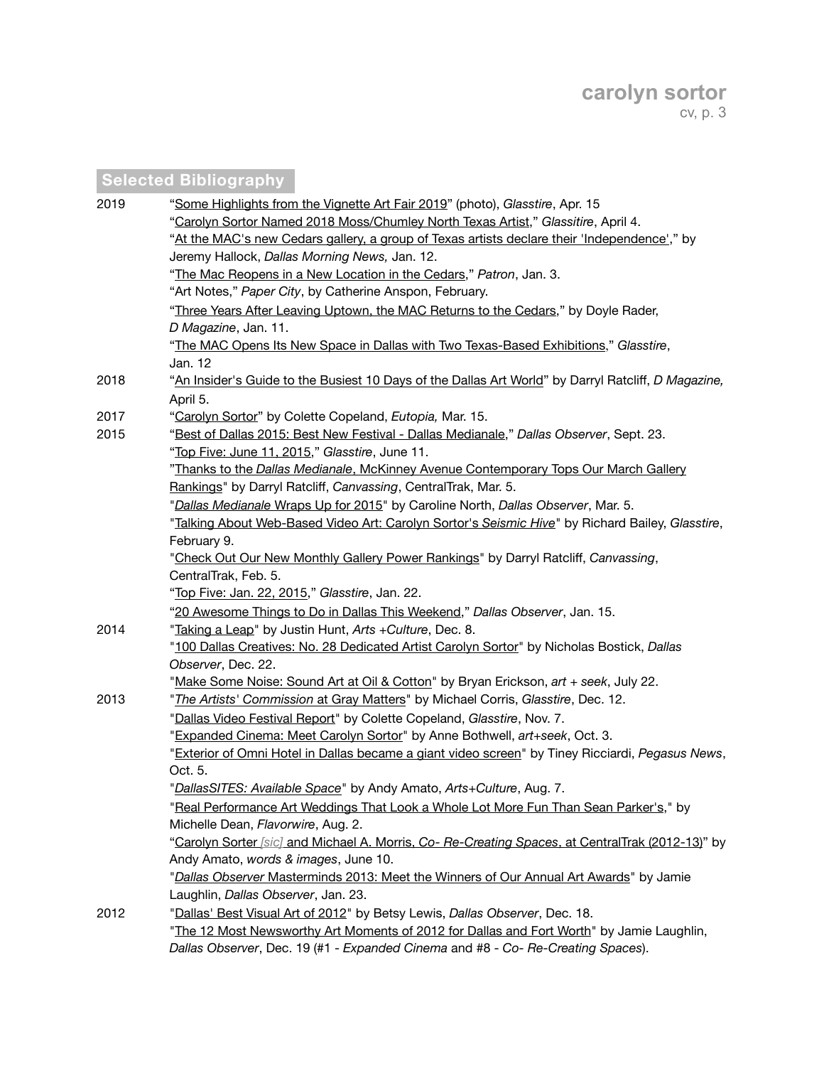## Selected Bibliography

**2019**

- "Some Highlights from the Vignette Art Fair 2019" (photo), *Glasstire*, Apr. 15
- "Carolyn Sortor Named 2018 Moss/Chumley North Texas Artist," *Glassitire*, April 4.
- "At the MAC's new Cedars gallery, a group of Texas artists declare their 'Independence'," by Jeremy Hallock, *Dallas Morning News,* Jan. 12.
- "The Mac Reopens in a New Location in the Cedars," *Patron*, Jan. 3.
- "Art Notes," *Paper City*, by Catherine Anspon, February.
- "Three Years After Leaving Uptown, the MAC Returns to the Cedars," by Doyle Rader, *D Magazine*, Jan. 11.
- "The MAC Opens Its New Space in Dallas with Two Texas-Based Exhibitions," *Glasstire*, Jan. 12

**2018**

- "An Insider's Guide to the Busiest 10 Days of the Dallas Art World" by Darryl Ratcliff, *D Magazine,* April 5.

**2017**

- "Carolyn Sortor" by Colette Copeland, *Eutopia,* Mar. 15.

**2015**

- "Best of Dallas 2015: Best New Festival - Dallas Medianale," *Dallas Observer*, Sept. 23.
- "Top Five: June 11, 2015," *Glasstire*, June 11.
- "Thanks to the *Dallas Medianale*, McKinney Avenue Contemporary Tops Our March Gallery Rankings" by Darryl Ratcliff, *Canvassing*, CentralTrak, Mar. 5.
- "*Dallas Medianale* Wraps Up for 2015" by Caroline North, *Dallas Observer*, Mar. 5.
- "Talking About Web-Based Video Art: Carolyn Sortor's *Seismic Hive*" by Richard Bailey, *Glasstire*, February 9.
- "Check Out Our New Monthly Gallery Power Rankings" by Darryl Ratcliff, *Canvassing*, CentralTrak, Feb. 5.
- "Top Five: Jan. 22, 2015," *Glasstire*, Jan. 22.
- "20 Awesome Things to Do in Dallas This Weekend," *Dallas Observer*, Jan. 15.

**2014**

- "Taking a Leap" by Justin Hunt, *Arts +Culture*, Dec. 8.
- "100 Dallas Creatives: No. 28 Dedicated Artist Carolyn Sortor" by Nicholas Bostick, *Dallas Observer*, Dec. 22.
- "Make Some Noise: Sound Art at Oil & Cotton" by Bryan Erickson, *art + seek*, July 22.

**2013**

- "*The Artists' Commission* at Gray Matters" by Michael Corris, *Glasstire*, Dec. 12.
- "Dallas Video Festival Report" by Colette Copeland, *Glasstire*, Nov. 7.
- "Expanded Cinema: Meet Carolyn Sortor" by Anne Bothwell, *art+seek*, Oct. 3.
- "Exterior of Omni Hotel in Dallas became a giant video screen" by Tiney Ricciardi, *Pegasus News*, Oct. 5.
- "*DallasSITES: Available Space*" by Andy Amato, *Arts+Culture*, Aug. 7.
- "Real Performance Art Weddings That Look a Whole Lot More Fun Than Sean Parker's," by Michelle Dean, *Flavorwire*, Aug. 2.
- "Carolyn Sorter *[sic]* and Michael A. Morris, *Co- Re-Creating Spaces*, at CentralTrak (2012-13)" by Andy Amato, *words & images*, June 10.
- "*Dallas Observer* Masterminds 2013: Meet the Winners of Our Annual Art Awards" by Jamie Laughlin, *Dallas Observer*, Jan. 23.

**2012**

- "Dallas' Best Visual Art of 2012" by Betsy Lewis, *Dallas Observer*, Dec. 18.
- "The 12 Most Newsworthy Art Moments of 2012 for Dallas and Fort Worth" by Jamie Laughlin, *Dallas Observer*, Dec. 19 (#1 - *Expanded Cinema* and #8 - *Co- Re-Creating Spaces*).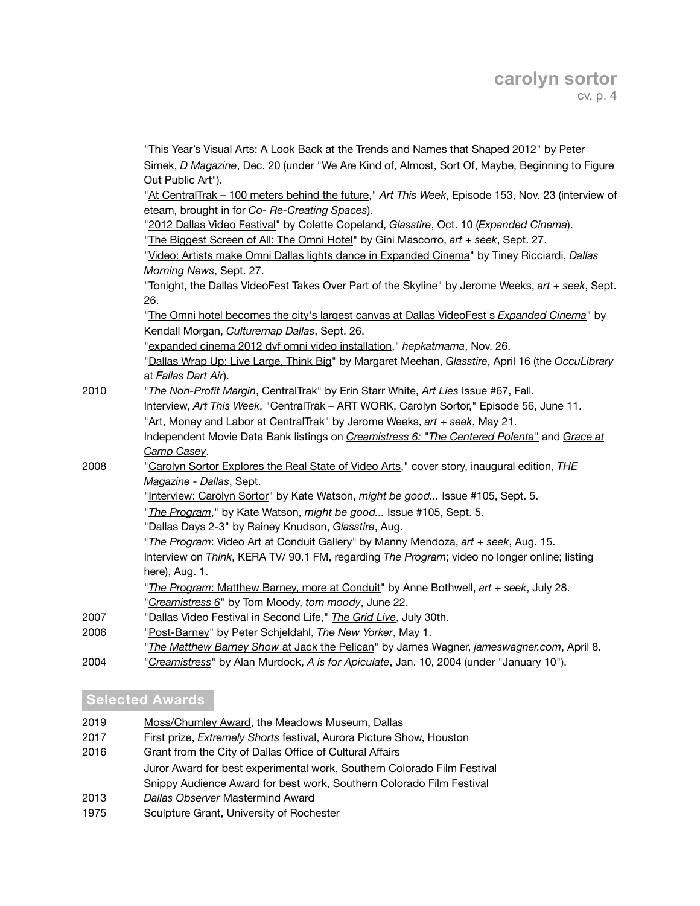"This Year's Visual Arts: A Look Back at the Trends and Names that Shaped 2012" by Peter Simek, *D Magazine*, Dec. 20 (under "We Are Kind of, Almost, Sort Of, Maybe, Beginning to Figure Out Public Art").

"At CentralTrak – 100 meters behind the future," *Art This Week*, Episode 153, Nov. 23 (interview of eteam, brought in for *Co- Re-Creating Spaces*).

"2012 Dallas Video Festival" by Colette Copeland, *Glasstire*, Oct. 10 (*Expanded Cinema*).

"The Biggest Screen of All: The Omni Hotel" by Gini Mascorro, *art + seek*, Sept. 27.

"Video: Artists make Omni Dallas lights dance in Expanded Cinema" by Tiney Ricciardi, *Dallas Morning News*, Sept. 27.

"Tonight, the Dallas VideoFest Takes Over Part of the Skyline" by Jerome Weeks, *art + seek*, Sept. 26.

"The Omni hotel becomes the city's largest canvas at Dallas VideoFest's *Expanded Cinema*" by Kendall Morgan, *Culturemap Dallas*, Sept. 26.

"expanded cinema 2012 dvf omni video installation," *hepkatmama*, Nov. 26.

"Dallas Wrap Up: Live Large, Think Big" by Margaret Meehan, *Glasstire*, April 16 (the *OccuLibrary* at *Fallas Dart Air*).

**2010**

"*The Non-Profit Margin*, CentralTrak" by Erin Starr White, *Art Lies* Issue #67, Fall.

Interview, *Art This Week*, "CentralTrak – ART WORK, Carolyn Sortor," Episode 56, June 11.

"Art, Money and Labor at CentralTrak" by Jerome Weeks, *art + seek*, May 21.

Independent Movie Data Bank listings on *Creamistress 6: "The Centered Polenta"* and *Grace at Camp Casey*.

**2008**

"Carolyn Sortor Explores the Real State of Video Arts," cover story, inaugural edition, *THE Magazine - Dallas*, Sept.

"Interview: Carolyn Sortor" by Kate Watson, *might be good...* Issue #105, Sept. 5.

"*The Program*," by Kate Watson, *might be good...* Issue #105, Sept. 5.

"Dallas Days 2-3" by Rainey Knudson, *Glasstire*, Aug.

"*The Program*: Video Art at Conduit Gallery" by Manny Mendoza, *art + seek*, Aug. 15.

Interview on *Think*, KERA TV/ 90.1 FM, regarding *The Program*; video no longer online; listing here), Aug. 1.

"*The Program*: Matthew Barney, more at Conduit" by Anne Bothwell, *art + seek*, July 28.

"*Creamistress 6*" by Tom Moody, *tom moody*, June 22.

**2007**

"Dallas Video Festival in Second Life," *The Grid Live*, July 30th.

**2006**

"Post-Barney" by Peter Schjeldahl, *The New Yorker*, May 1.

"*The Matthew Barney Show* at Jack the Pelican" by James Wagner, *jameswagner.com*, April 8.

**2004**

"*Creamistress*" by Alan Murdock, *A is for Apiculate*, Jan. 10, 2004 (under "January 10").

## Selected Awards

**2019**

Moss/Chumley Award, the Meadows Museum, Dallas

**2017**

First prize, *Extremely Shorts* festival, Aurora Picture Show, Houston

**2016**

Grant from the City of Dallas Office of Cultural Affairs

Juror Award for best experimental work, Southern Colorado Film Festival

Snippy Audience Award for best work, Southern Colorado Film Festival

**2013**

*Dallas Observer* Mastermind Award

**1975**

Sculpture Grant, University of Rochester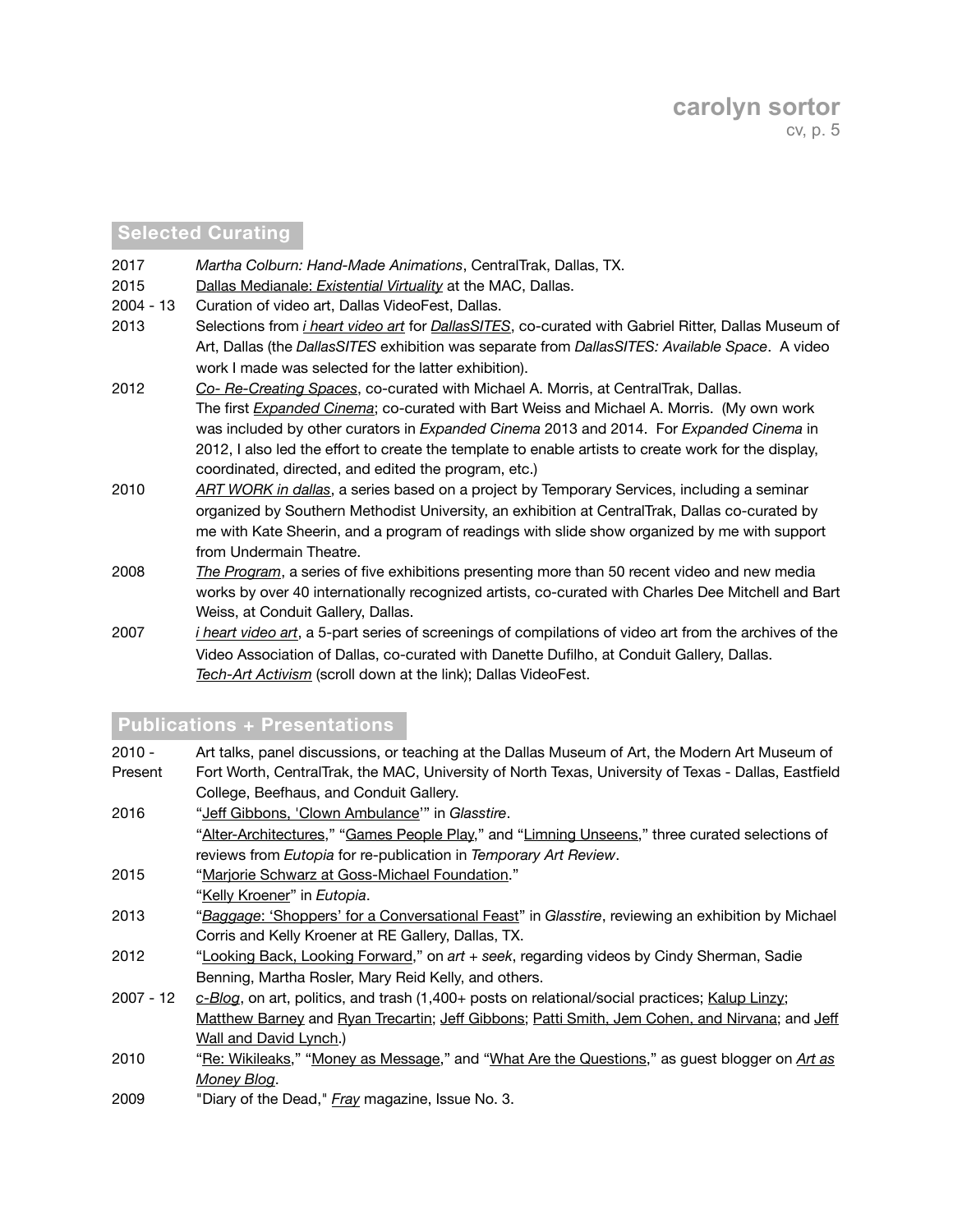## Selected Curating

| | |
|---|---|
| 2017 | *Martha Colburn: Hand-Made Animations*, CentralTrak, Dallas, TX. |
| 2015 | Dallas Medianale: *Existential Virtuality* at the MAC, Dallas. |
| 2004 - 13 | Curation of video art, Dallas VideoFest, Dallas. |
| 2013 | Selections from *i heart video art* for *DallasSITES*, co-curated with Gabriel Ritter, Dallas Museum of Art, Dallas (the *DallasSITES* exhibition was separate from *DallasSITES: Available Space*. A video work I made was selected for the latter exhibition). |
| 2012 | *Co- Re-Creating Spaces*, co-curated with Michael A. Morris, at CentralTrak, Dallas. The first *Expanded Cinema*; co-curated with Bart Weiss and Michael A. Morris. (My own work was included by other curators in *Expanded Cinema* 2013 and 2014. For *Expanded Cinema* in 2012, I also led the effort to create the template to enable artists to create work for the display, coordinated, directed, and edited the program, etc.) |
| 2010 | *ART WORK in dallas*, a series based on a project by Temporary Services, including a seminar organized by Southern Methodist University, an exhibition at CentralTrak, Dallas co-curated by me with Kate Sheerin, and a program of readings with slide show organized by me with support from Undermain Theatre. |
| 2008 | *The Program*, a series of five exhibitions presenting more than 50 recent video and new media works by over 40 internationally recognized artists, co-curated with Charles Dee Mitchell and Bart Weiss, at Conduit Gallery, Dallas. |
| 2007 | *i heart video art*, a 5-part series of screenings of compilations of video art from the archives of the Video Association of Dallas, co-curated with Danette Dufilho, at Conduit Gallery, Dallas. *Tech-Art Activism* (scroll down at the link); Dallas VideoFest. |

## Publications + Presentations

| | |
|---|---|
| 2010 - Present | Art talks, panel discussions, or teaching at the Dallas Museum of Art, the Modern Art Museum of Fort Worth, CentralTrak, the MAC, University of North Texas, University of Texas - Dallas, Eastfield College, Beefhaus, and Conduit Gallery. |
| 2016 | "Jeff Gibbons, 'Clown Ambulance'" in *Glasstire*. "Alter-Architectures," "Games People Play," and "Limning Unseens," three curated selections of reviews from *Eutopia* for re-publication in *Temporary Art Review*. |
| 2015 | "Marjorie Schwarz at Goss-Michael Foundation." "Kelly Kroener" in *Eutopia*. |
| 2013 | "*Baggage*: 'Shoppers' for a Conversational Feast" in *Glasstire*, reviewing an exhibition by Michael Corris and Kelly Kroener at RE Gallery, Dallas, TX. |
| 2012 | "Looking Back, Looking Forward," on *art + seek*, regarding videos by Cindy Sherman, Sadie Benning, Martha Rosler, Mary Reid Kelly, and others. |
| 2007 - 12 | *c-Blog*, on art, politics, and trash (1,400+ posts on relational/social practices; Kalup Linzy; Matthew Barney and Ryan Trecartin; Jeff Gibbons; Patti Smith, Jem Cohen, and Nirvana; and Jeff Wall and David Lynch.) |
| 2010 | "Re: Wikileaks," "Money as Message," and "What Are the Questions," as guest blogger on *Art as Money Blog*. |
| 2009 | "Diary of the Dead," *Fray* magazine, Issue No. 3. |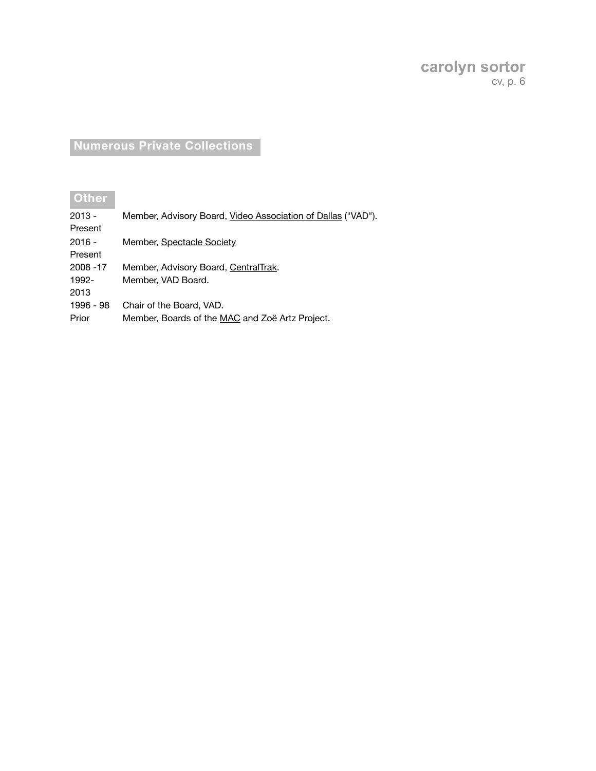## Numerous Private Collections

## Other

| | |
|---|---|
| 2013 - Present | Member, Advisory Board, Video Association of Dallas ("VAD"). |
| 2016 - Present | Member, Spectacle Society |
| 2008 -17 | Member, Advisory Board, CentralTrak. |
| 1992-2013 | Member, VAD Board. |
| 1996 - 98 | Chair of the Board, VAD. |
| Prior | Member, Boards of the MAC and Zoë Artz Project. |